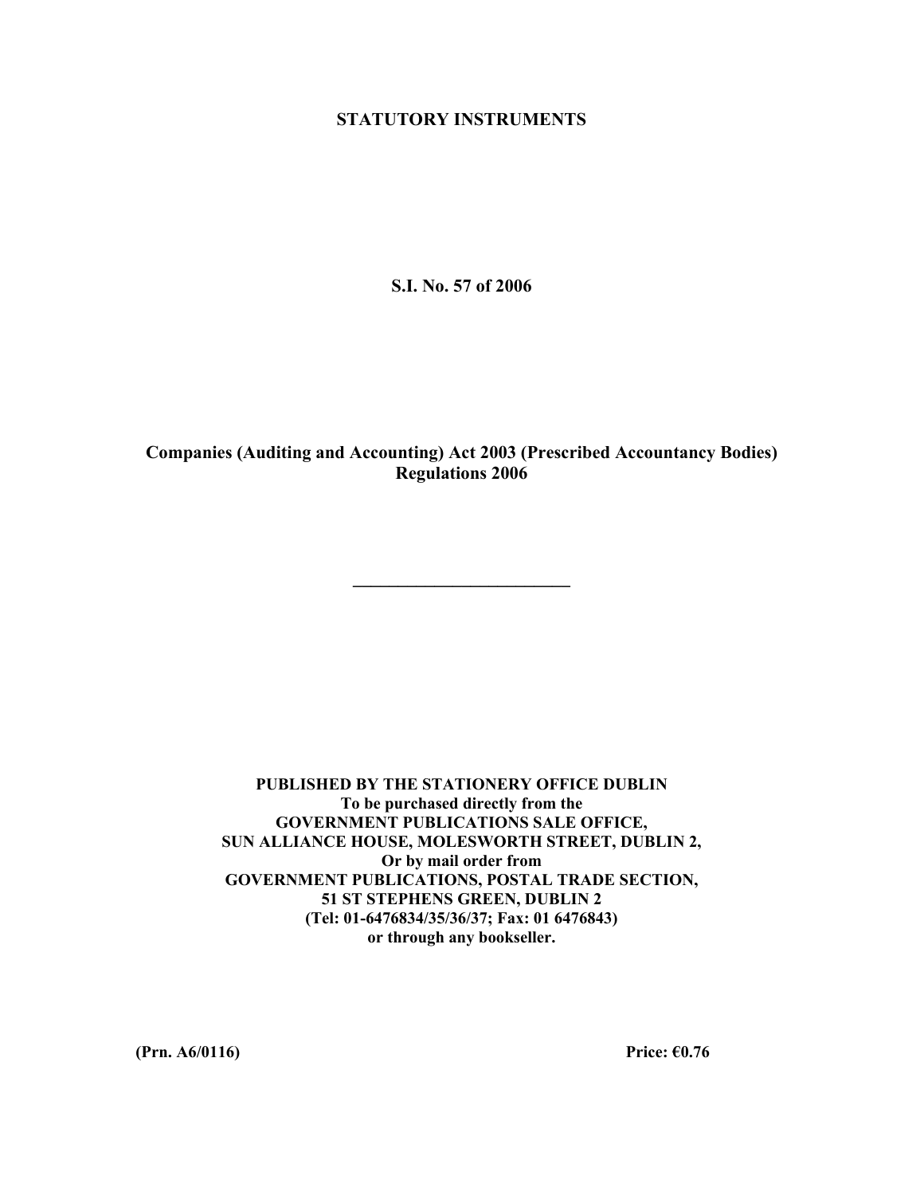**STATUTORY INSTRUMENTS**

**S.I. No. 57 of 2006**

# Companies (Auditing and Accounting) Act 2003 (Prescribed Accountancy Bodies) Regulations 2006

---

**PUBLISHED BY THE STATIONERY OFFICE DUBLIN**
**To be purchased directly from the**
**GOVERNMENT PUBLICATIONS SALE OFFICE,**
**SUN ALLIANCE HOUSE, MOLESWORTH STREET, DUBLIN 2,**
**Or by mail order from**
**GOVERNMENT PUBLICATIONS, POSTAL TRADE SECTION,**
**51 ST STEPHENS GREEN, DUBLIN 2**
**(Tel: 01-6476834/35/36/37; Fax: 01 6476843)**
**or through any bookseller.**

**(Prn. A6/0116)** **Price: €0.76**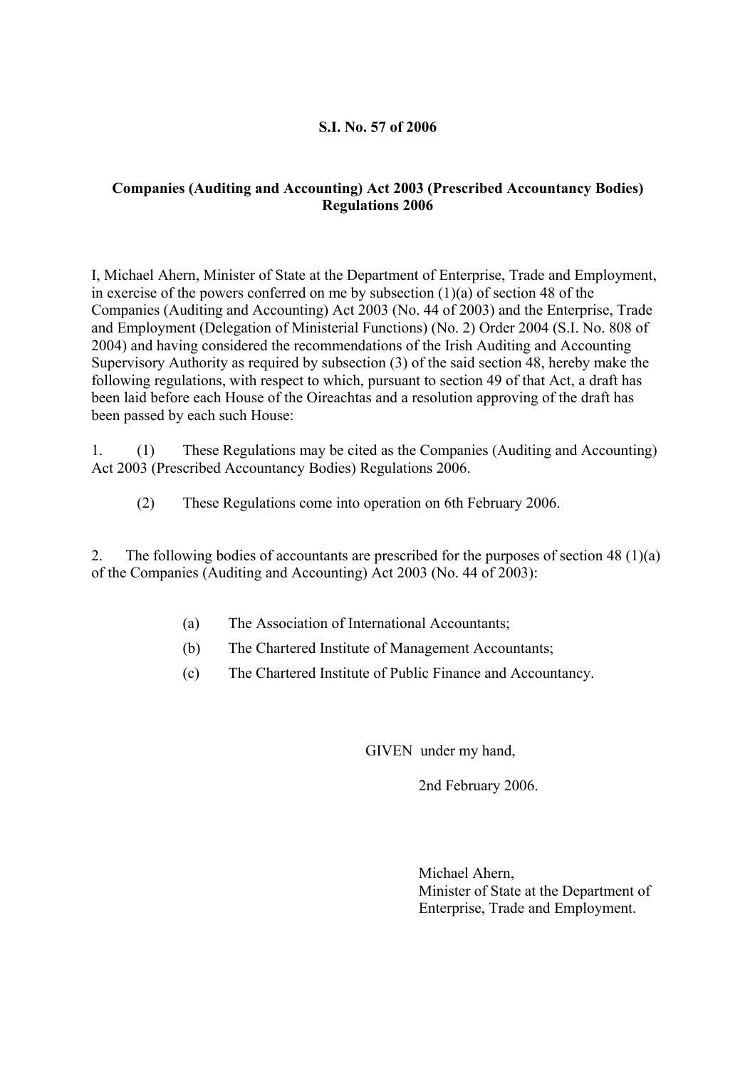**S.I. No. 57 of 2006**

**Companies (Auditing and Accounting) Act 2003 (Prescribed Accountancy Bodies) Regulations 2006**

I, Michael Ahern, Minister of State at the Department of Enterprise, Trade and Employment, in exercise of the powers conferred on me by subsection (1)(a) of section 48 of the Companies (Auditing and Accounting) Act 2003 (No. 44 of 2003) and the Enterprise, Trade and Employment (Delegation of Ministerial Functions) (No. 2) Order 2004 (S.I. No. 808 of 2004) and having considered the recommendations of the Irish Auditing and Accounting Supervisory Authority as required by subsection (3) of the said section 48, hereby make the following regulations, with respect to which, pursuant to section 49 of that Act, a draft has been laid before each House of the Oireachtas and a resolution approving of the draft has been passed by each such House:

1. (1) These Regulations may be cited as the Companies (Auditing and Accounting) Act 2003 (Prescribed Accountancy Bodies) Regulations 2006.

   (2) These Regulations come into operation on 6th February 2006.

2. The following bodies of accountants are prescribed for the purposes of section 48 (1)(a) of the Companies (Auditing and Accounting) Act 2003 (No. 44 of 2003):

   (a) The Association of International Accountants;

   (b) The Chartered Institute of Management Accountants;

   (c) The Chartered Institute of Public Finance and Accountancy.

GIVEN under my hand,

2nd February 2006.

Michael Ahern,
Minister of State at the Department of Enterprise, Trade and Employment.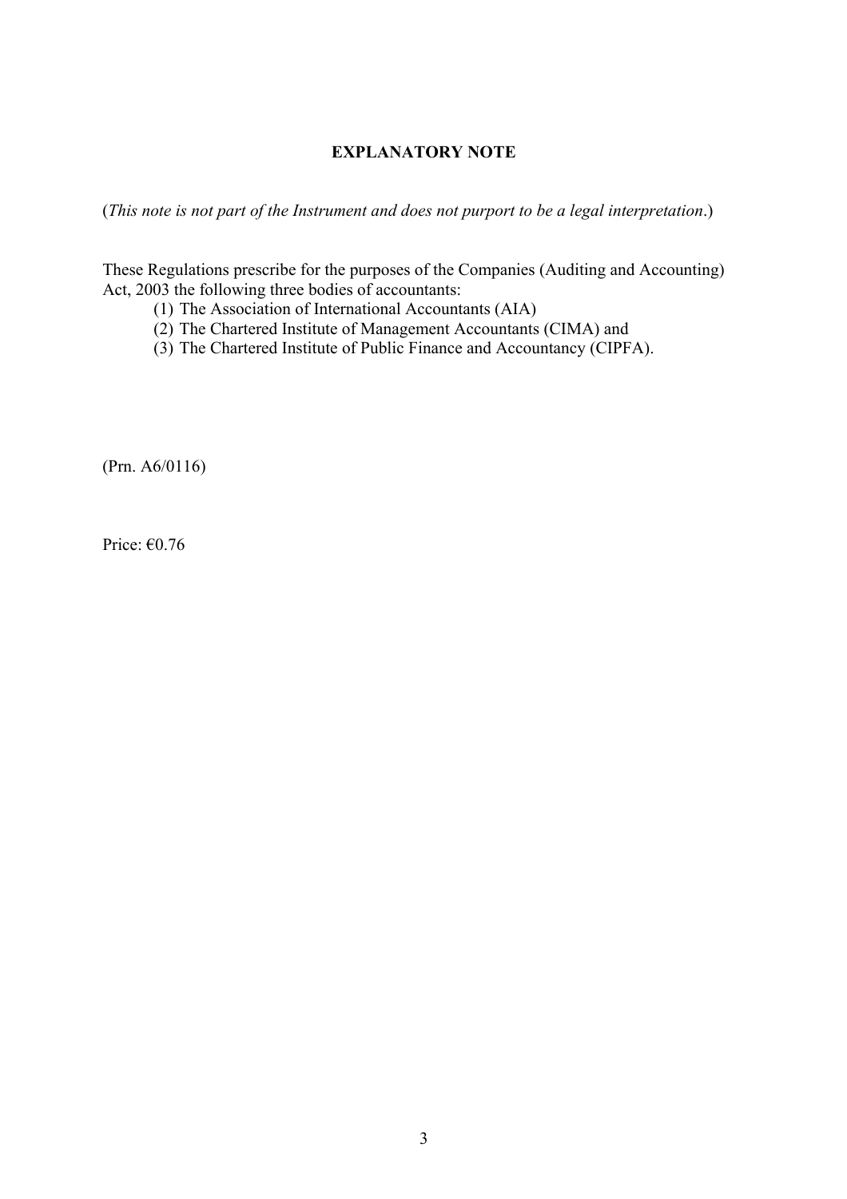**EXPLANATORY NOTE**

(*This note is not part of the Instrument and does not purport to be a legal interpretation*.)

These Regulations prescribe for the purposes of the Companies (Auditing and Accounting) Act, 2003 the following three bodies of accountants:

(1) The Association of International Accountants (AIA)

(2) The Chartered Institute of Management Accountants (CIMA) and

(3) The Chartered Institute of Public Finance and Accountancy (CIPFA).

(Prn. A6/0116)

Price: €0.76